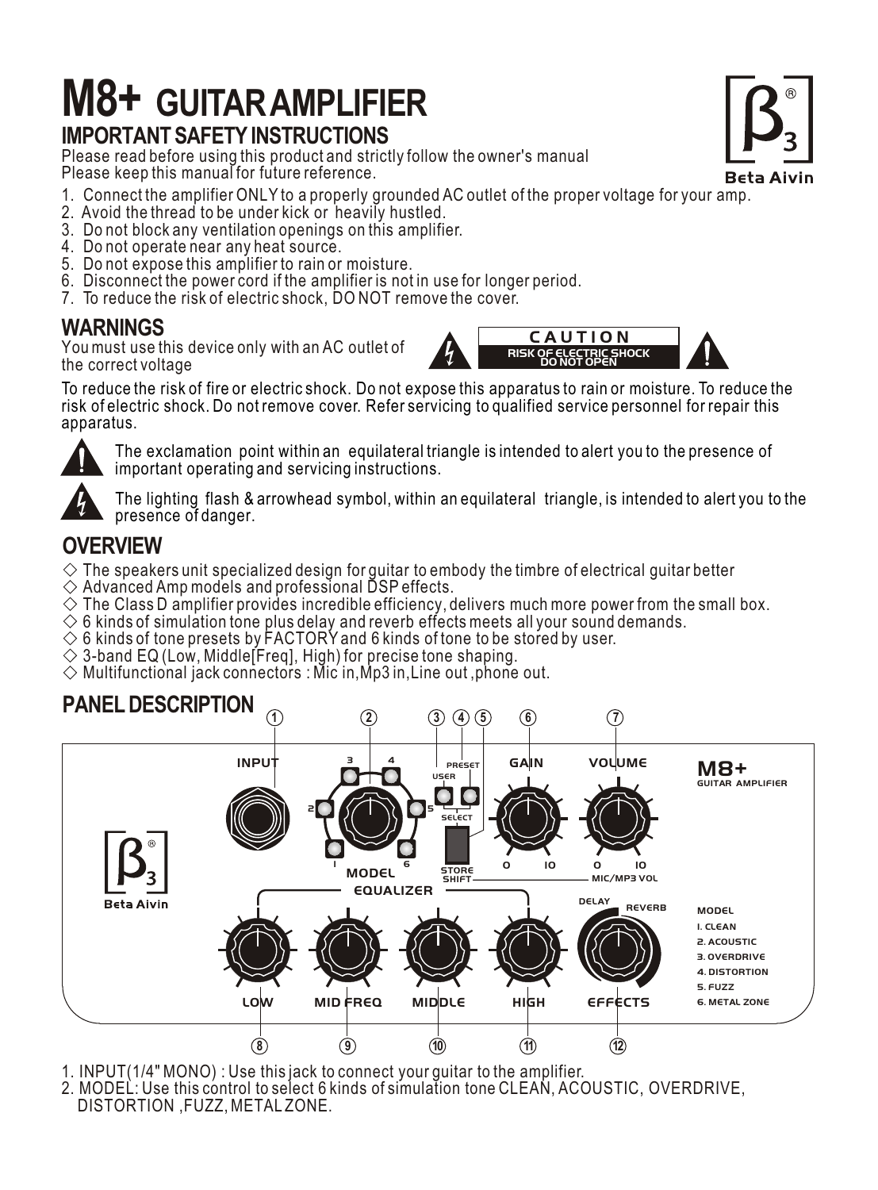# M8+ GUITAR AMPLIFIER

## IMPORTANT SAFETY INSTRUCTIONS

Please read before using this product and strictly follow the owner's manual
Please keep this manual for future reference.

1. Connect the amplifier ONLY to a properly grounded AC outlet of the proper voltage for your amp.
2. Avoid the thread to be under kick or heavily hustled.
3. Do not block any ventilation openings on this amplifier.
4. Do not operate near any heat source.
5. Do not expose this amplifier to rain or moisture.
6. Disconnect the power cord if the amplifier is not in use for longer period.
7. To reduce the risk of electric shock, DO NOT remove the cover.

## WARNINGS

You must use this device only with an AC outlet of the correct voltage

CAUTION
RISK OF ELECTRIC SHOCK
DO NOT OPEN

To reduce the risk of fire or electric shock. Do not expose this apparatus to rain or moisture. To reduce the risk of electric shock. Do not remove cover. Refer servicing to qualified service personnel for repair this apparatus.

The exclamation point within an equilateral triangle is intended to alert you to the presence of important operating and servicing instructions.

The lighting flash & arrowhead symbol, within an equilateral triangle, is intended to alert you to the presence of danger.

## OVERVIEW

◇ The speakers unit specialized design for guitar to embody the timbre of electrical guitar better
◇ Advanced Amp models and professional DSP effects.
◇ The Class D amplifier provides incredible efficiency, delivers much more power from the small box.
◇ 6 kinds of simulation tone plus delay and reverb effects meets all your sound demands.
◇ 6 kinds of tone presets by FACTORY and 6 kinds of tone to be stored by user.
◇ 3-band EQ (Low, Middle[Freq], High) for precise tone shaping.
◇ Multifunctional jack connectors : Mic in,Mp3 in,Line out ,phone out.

## PANEL DESCRIPTION

1 2 3 4 5 6 7

INPUT
MODEL
1 2 3 4 5 6
USER
PRESET
SELECT
STORE SHIFT
GAIN
0 10
VOLUME
0 10
MIC/MP3 VOL
M8+
GUITAR AMPLIFIER
Beta Aivin
EQUALIZER
LOW
MID FREQ
MIDDLE
HIGH
DELAY
REVERB
EFFECTS
MODEL
1. CLEAN
2. ACOUSTIC
3. OVERDRIVE
4. DISTORTION
5. FUZZ
6. METAL ZONE

8 9 10 11 12

1. INPUT(1/4" MONO) : Use this jack to connect your guitar to the amplifier.
2. MODEL: Use this control to select 6 kinds of simulation tone CLEAN, ACOUSTIC, OVERDRIVE, DISTORTION ,FUZZ, METAL ZONE.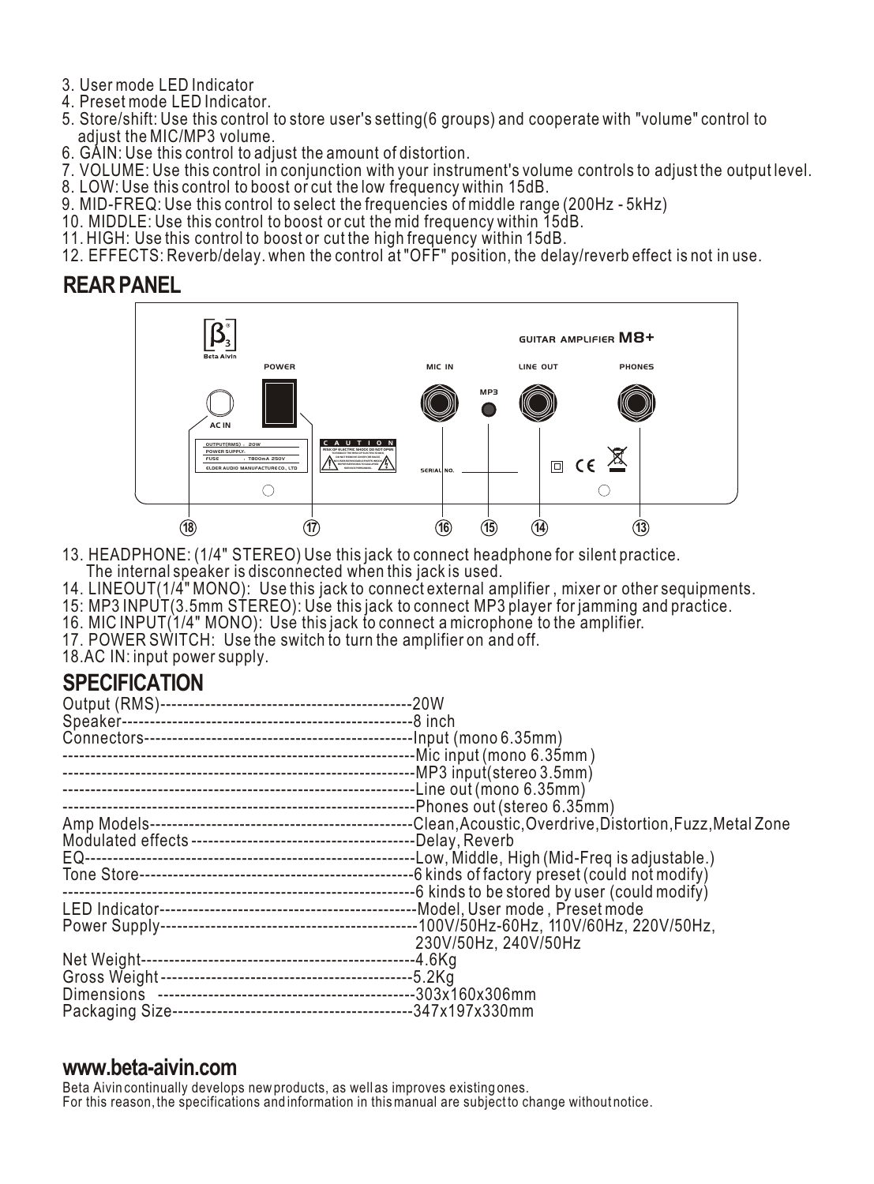3. User mode LED Indicator
4. Preset mode LED Indicator.
5. Store/shift: Use this control to store user's setting(6 groups) and cooperate with "volume" control to adjust the MIC/MP3 volume.
6. GAIN: Use this control to adjust the amount of distortion.
7. VOLUME: Use this control in conjunction with your instrument's volume controls to adjust the output level.
8. LOW: Use this control to boost or cut the low frequency within 15dB.
9. MID-FREQ: Use this control to select the frequencies of middle range (200Hz - 5kHz)
10. MIDDLE: Use this control to boost or cut the mid frequency within 15dB.
11. HIGH: Use this control to boost or cut the high frequency within 15dB.
12. EFFECTS: Reverb/delay. when the control at "OFF" position, the delay/reverb effect is not in use.

## REAR PANEL

Beta Aivin
GUITAR AMPLIFIER M8+
POWER
MIC IN
MP3
LINE OUT
PHONES
AC IN
OUTPUT(RMS) : 20W
POWER SUPPLY:
FUSE : T800mA 250V
ELDER AUDIO MANUFACTURE CO., LTD
CAUTION
SERIAL NO.
18 17 16 15 14 13

13. HEADPHONE: (1/4" STEREO) Use this jack to connect headphone for silent practice. The internal speaker is disconnected when this jack is used.
14. LINEOUT(1/4" MONO): Use this jack to connect external amplifier , mixer or other sequipments.
15: MP3 INPUT(3.5mm STEREO): Use this jack to connect MP3 player for jamming and practice.
16. MIC INPUT(1/4" MONO): Use this jack to connect a microphone to the amplifier.
17. POWER SWITCH: Use the switch to turn the amplifier on and off.
18. AC IN: input power supply.

## SPECIFICATION

| | |
|---|---|
| Output (RMS) | 20W |
| Speaker | 8 inch |
| Connectors | Input (mono 6.35mm) |
| | Mic input (mono 6.35mm ) |
| | MP3 input(stereo 3.5mm) |
| | Line out (mono 6.35mm) |
| | Phones out (stereo 6.35mm) |
| Amp Models | Clean,Acoustic,Overdrive,Distortion,Fuzz,Metal Zone |
| Modulated effects | Delay, Reverb |
| EQ | Low, Middle, High (Mid-Freq is adjustable.) |
| Tone Store | 6 kinds of factory preset (could not modify) |
| | 6 kinds to be stored by user (could modify) |
| LED Indicator | Model, User mode , Preset mode |
| Power Supply | 100V/50Hz-60Hz, 110V/60Hz, 220V/50Hz, 230V/50Hz, 240V/50Hz |
| Net Weight | 4.6Kg |
| Gross Weight | 5.2Kg |
| Dimensions | 303x160x306mm |
| Packaging Size | 347x197x330mm |

## www.beta-aivin.com

Beta Aivin continually develops new products, as well as improves existing ones.
For this reason, the specifications and information in this manual are subject to change without notice.